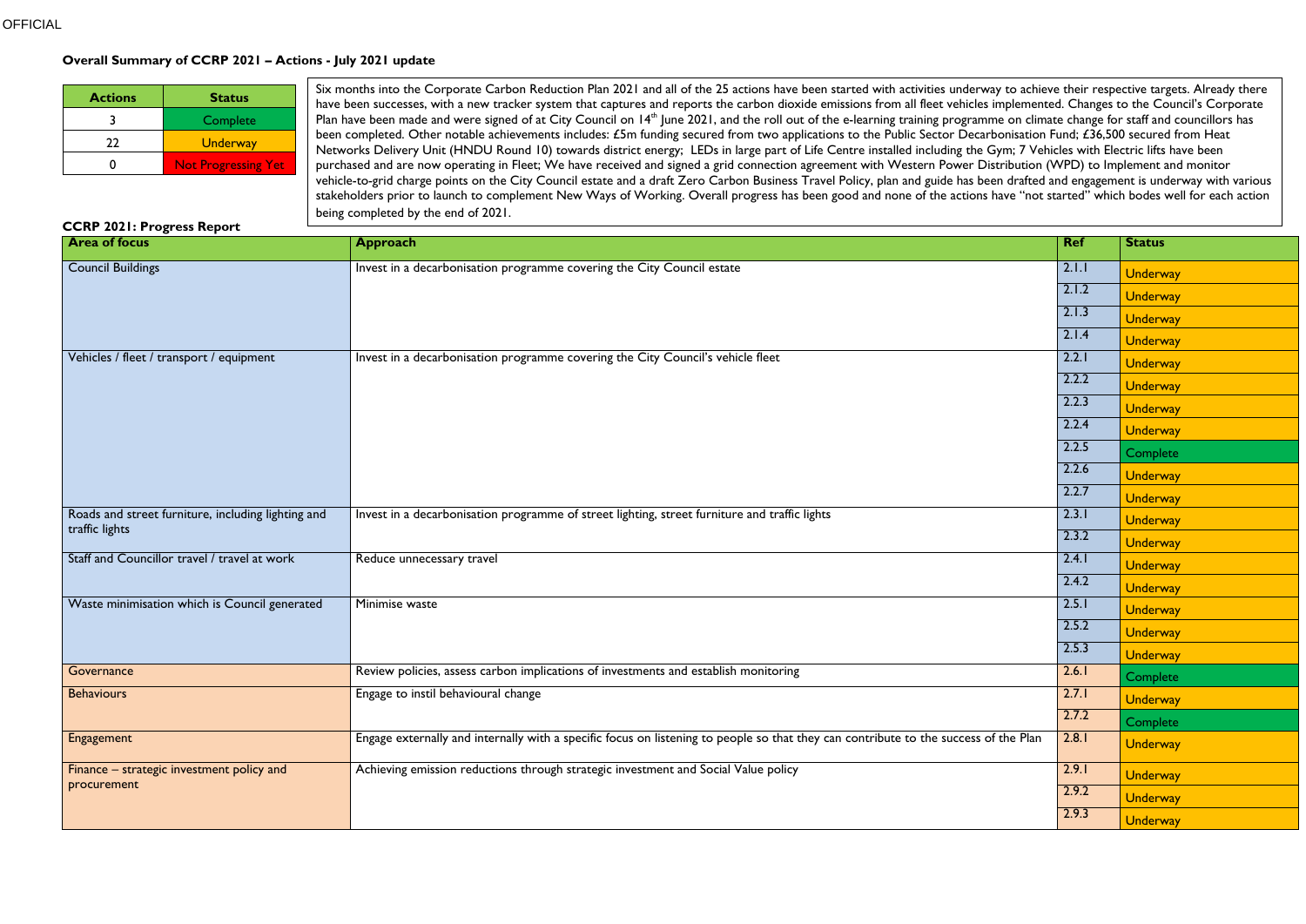OFFICIAL

## Overall Summary of CCRP 2021 – Actions - July 2021 update

| Actions | Status |
|---|---|
| 3 | Complete |
| 22 | Underway |
| 0 | Not Progressing Yet |

Six months into the Corporate Carbon Reduction Plan 2021 and all of the 25 actions have been started with activities underway to achieve their respective targets. Already there have been successes, with a new tracker system that captures and reports the carbon dioxide emissions from all fleet vehicles implemented. Changes to the Council's Corporate Plan have been made and were signed of at City Council on 14th June 2021, and the roll out of the e-learning training programme on climate change for staff and councillors has been completed. Other notable achievements includes: £5m funding secured from two applications to the Public Sector Decarbonisation Fund; £36,500 secured from Heat Networks Delivery Unit (HNDU Round 10) towards district energy; LEDs in large part of Life Centre installed including the Gym; 7 Vehicles with Electric lifts have been purchased and are now operating in Fleet; We have received and signed a grid connection agreement with Western Power Distribution (WPD) to Implement and monitor vehicle-to-grid charge points on the City Council estate and a draft Zero Carbon Business Travel Policy, plan and guide has been drafted and engagement is underway with various stakeholders prior to launch to complement New Ways of Working. Overall progress has been good and none of the actions have "not started" which bodes well for each action being completed by the end of 2021.

## CCRP 2021: Progress Report

| Area of focus | Approach | Ref | Status |
|---|---|---|---|
| Council Buildings | Invest in a decarbonisation programme covering the City Council estate | 2.1.1 | Underway |
| | | 2.1.2 | Underway |
| | | 2.1.3 | Underway |
| | | 2.1.4 | Underway |
| Vehicles / fleet / transport / equipment | Invest in a decarbonisation programme covering the City Council's vehicle fleet | 2.2.1 | Underway |
| | | 2.2.2 | Underway |
| | | 2.2.3 | Underway |
| | | 2.2.4 | Underway |
| | | 2.2.5 | Complete |
| | | 2.2.6 | Underway |
| | | 2.2.7 | Underway |
| Roads and street furniture, including lighting and traffic lights | Invest in a decarbonisation programme of street lighting, street furniture and traffic lights | 2.3.1 | Underway |
| | | 2.3.2 | Underway |
| Staff and Councillor travel / travel at work | Reduce unnecessary travel | 2.4.1 | Underway |
| | | 2.4.2 | Underway |
| Waste minimisation which is Council generated | Minimise waste | 2.5.1 | Underway |
| | | 2.5.2 | Underway |
| | | 2.5.3 | Underway |
| Governance | Review policies, assess carbon implications of investments and establish monitoring | 2.6.1 | Complete |
| Behaviours | Engage to instil behavioural change | 2.7.1 | Underway |
| | | 2.7.2 | Complete |
| Engagement | Engage externally and internally with a specific focus on listening to people so that they can contribute to the success of the Plan | 2.8.1 | Underway |
| Finance – strategic investment policy and procurement | Achieving emission reductions through strategic investment and Social Value policy | 2.9.1 | Underway |
| | | 2.9.2 | Underway |
| | | 2.9.3 | Underway |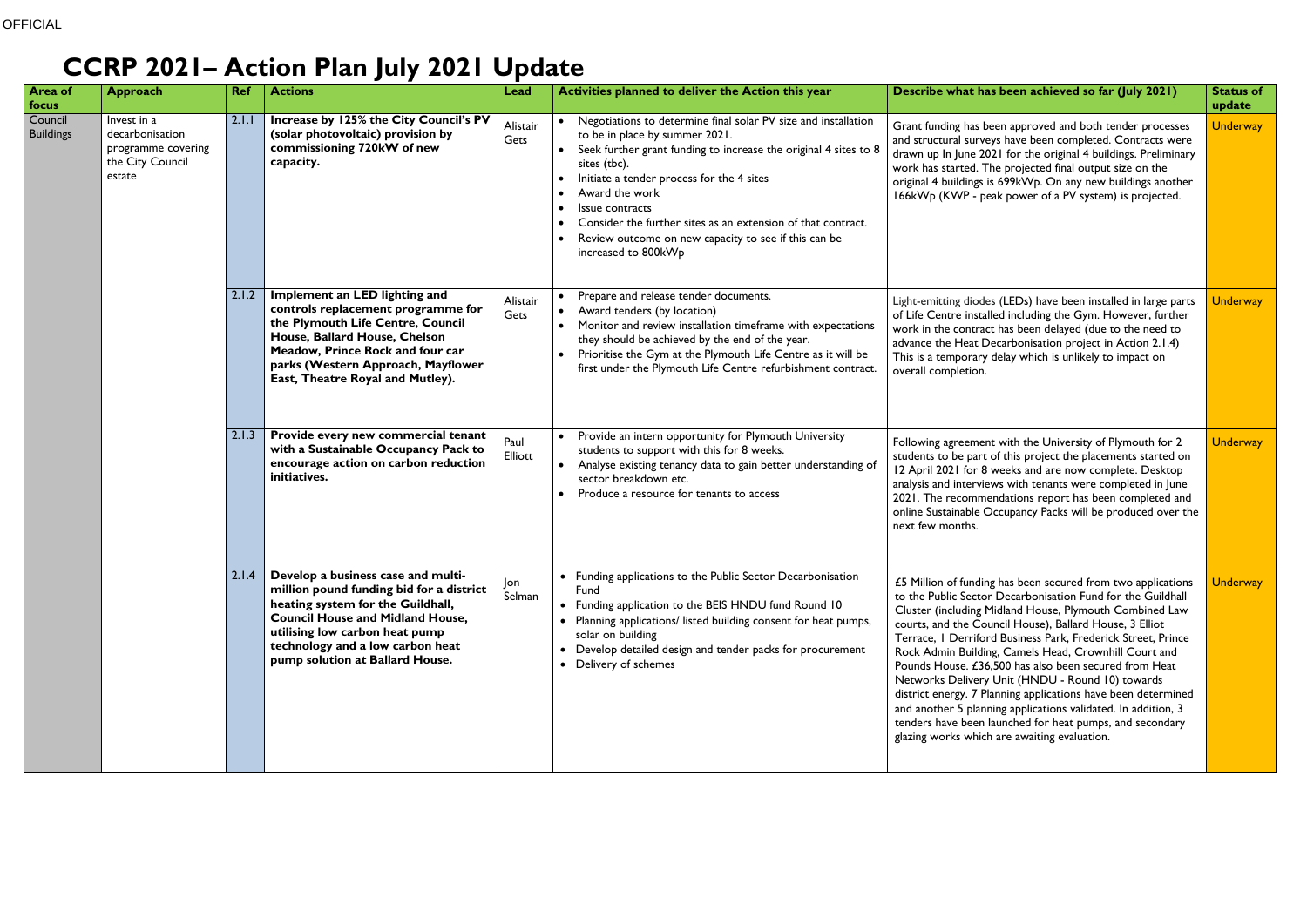# CCRP 2021– Action Plan July 2021 Update

| Area of focus | Approach | Ref | Actions | Lead | Activities planned to deliver the Action this year | Describe what has been achieved so far (July 2021) | Status of update |
|---|---|---|---|---|---|---|---|
| Council Buildings | Invest in a decarbonisation programme covering the City Council estate | 2.1.1 | **Increase by 125% the City Council's PV (solar photovoltaic) provision by commissioning 720kW of new capacity.** | Alistair Gets | • Negotiations to determine final solar PV size and installation to be in place by summer 2021.<br>• Seek further grant funding to increase the original 4 sites to 8 sites (tbc).<br>• Initiate a tender process for the 4 sites<br>• Award the work<br>• Issue contracts<br>• Consider the further sites as an extension of that contract.<br>• Review outcome on new capacity to see if this can be increased to 800kWp | Grant funding has been approved and both tender processes and structural surveys have been completed. Contracts were drawn up In June 2021 for the original 4 buildings. Preliminary work has started. The projected final output size on the original 4 buildings is 699kWp. On any new buildings another 166kWp (KWP - peak power of a PV system) is projected. | Underway |
| | | 2.1.2 | **Implement an LED lighting and controls replacement programme for the Plymouth Life Centre, Council House, Ballard House, Chelson Meadow, Prince Rock and four car parks (Western Approach, Mayflower East, Theatre Royal and Mutley).** | Alistair Gets | • Prepare and release tender documents.<br>• Award tenders (by location)<br>• Monitor and review installation timeframe with expectations they should be achieved by the end of the year.<br>• Prioritise the Gym at the Plymouth Life Centre as it will be first under the Plymouth Life Centre refurbishment contract. | Light-emitting diodes (LEDs) have been installed in large parts of Life Centre installed including the Gym. However, further work in the contract has been delayed (due to the need to advance the Heat Decarbonisation project in Action 2.1.4) This is a temporary delay which is unlikely to impact on overall completion. | Underway |
| | | 2.1.3 | **Provide every new commercial tenant with a Sustainable Occupancy Pack to encourage action on carbon reduction initiatives.** | Paul Elliott | • Provide an intern opportunity for Plymouth University students to support with this for 8 weeks.<br>• Analyse existing tenancy data to gain better understanding of sector breakdown etc.<br>• Produce a resource for tenants to access | Following agreement with the University of Plymouth for 2 students to be part of this project the placements started on 12 April 2021 for 8 weeks and are now complete. Desktop analysis and interviews with tenants were completed in June 2021. The recommendations report has been completed and online Sustainable Occupancy Packs will be produced over the next few months. | Underway |
| | | 2.1.4 | **Develop a business case and multi-million pound funding bid for a district heating system for the Guildhall, Council House and Midland House, utilising low carbon heat pump technology and a low carbon heat pump solution at Ballard House.** | Jon Selman | • Funding applications to the Public Sector Decarbonisation Fund<br>• Funding application to the BEIS HNDU fund Round 10<br>• Planning applications/ listed building consent for heat pumps, solar on building<br>• Develop detailed design and tender packs for procurement<br>• Delivery of schemes | £5 Million of funding has been secured from two applications to the Public Sector Decarbonisation Fund for the Guildhall Cluster (including Midland House, Plymouth Combined Law courts, and the Council House), Ballard House, 3 Elliot Terrace, 1 Derriford Business Park, Frederick Street, Prince Rock Admin Building, Camels Head, Crownhill Court and Pounds House. £36,500 has also been secured from Heat Networks Delivery Unit (HNDU - Round 10) towards district energy. 7 Planning applications have been determined and another 5 planning applications validated. In addition, 3 tenders have been launched for heat pumps, and secondary glazing works which are awaiting evaluation. | Underway |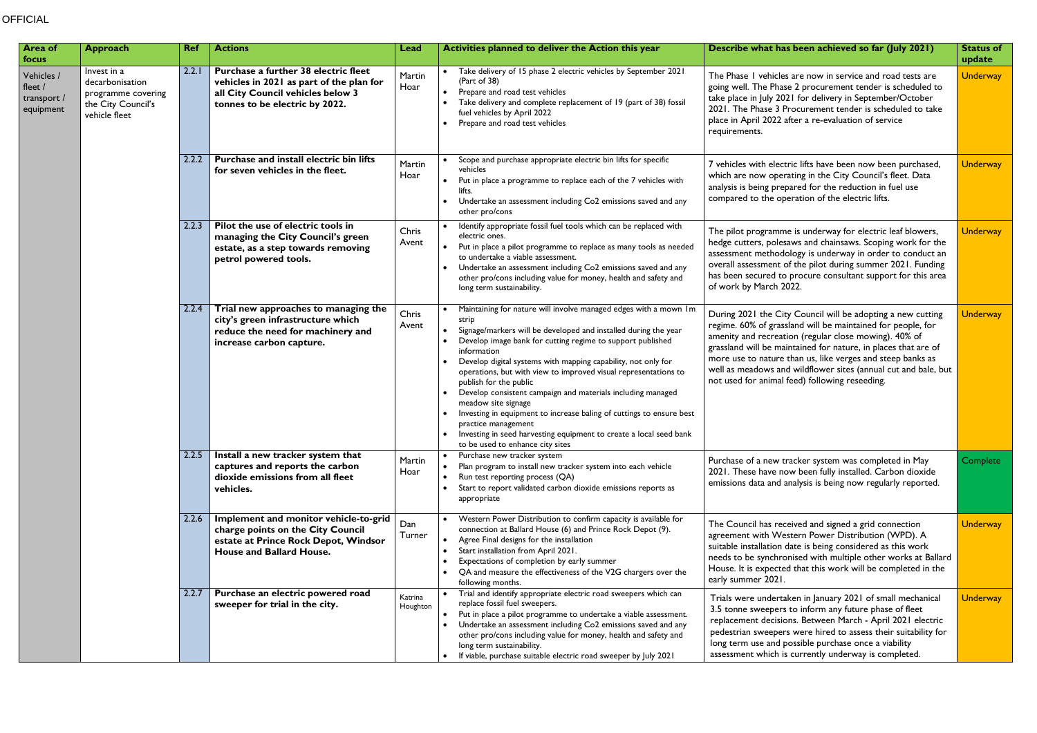OFFICIAL

| Area of focus | Approach | Ref | Actions | Lead | Activities planned to deliver the Action this year | Describe what has been achieved so far (July 2021) | Status of update |
|---|---|---|---|---|---|---|---|
| Vehicles / fleet / transport / equipment | Invest in a decarbonisation programme covering the City Council's vehicle fleet | 2.2.1 | **Purchase a further 38 electric fleet vehicles in 2021 as part of the plan for all City Council vehicles below 3 tonnes to be electric by 2022.** | Martin Hoar | • Take delivery of 15 phase 2 electric vehicles by September 2021 (Part of 38)<br>• Prepare and road test vehicles<br>• Take delivery and complete replacement of 19 (part of 38) fossil fuel vehicles by April 2022<br>• Prepare and road test vehicles | The Phase 1 vehicles are now in service and road tests are going well. The Phase 2 procurement tender is scheduled to take place in July 2021 for delivery in September/October 2021. The Phase 3 Procurement tender is scheduled to take place in April 2022 after a re-evaluation of service requirements. | Underway |
| | | 2.2.2 | **Purchase and install electric bin lifts for seven vehicles in the fleet.** | Martin Hoar | • Scope and purchase appropriate electric bin lifts for specific vehicles<br>• Put in place a programme to replace each of the 7 vehicles with lifts.<br>• Undertake an assessment including Co2 emissions saved and any other pro/cons | 7 vehicles with electric lifts have been now been purchased, which are now operating in the City Council's fleet. Data analysis is being prepared for the reduction in fuel use compared to the operation of the electric lifts. | Underway |
| | | 2.2.3 | **Pilot the use of electric tools in managing the City Council's green estate, as a step towards removing petrol powered tools.** | Chris Avent | • Identify appropriate fossil fuel tools which can be replaced with electric ones.<br>• Put in place a pilot programme to replace as many tools as needed to undertake a viable assessment.<br>• Undertake an assessment including Co2 emissions saved and any other pro/cons including value for money, health and safety and long term sustainability. | The pilot programme is underway for electric leaf blowers, hedge cutters, polesaws and chainsaws. Scoping work for the assessment methodology is underway in order to conduct an overall assessment of the pilot during summer 2021. Funding has been secured to procure consultant support for this area of work by March 2022. | Underway |
| | | 2.2.4 | **Trial new approaches to managing the city's green infrastructure which reduce the need for machinery and increase carbon capture.** | Chris Avent | • Maintaining for nature will involve managed edges with a mown 1m strip<br>• Signage/markers will be developed and installed during the year<br>• Develop image bank for cutting regime to support published information<br>• Develop digital systems with mapping capability, not only for operations, but with view to improved visual representations to publish for the public<br>• Develop consistent campaign and materials including managed meadow site signage<br>• Investing in equipment to increase baling of cuttings to ensure best practice management<br>• Investing in seed harvesting equipment to create a local seed bank to be used to enhance city sites | During 2021 the City Council will be adopting a new cutting regime. 60% of grassland will be maintained for people, for amenity and recreation (regular close mowing). 40% of grassland will be maintained for nature, in places that are of more use to nature than us, like verges and steep banks as well as meadows and wildflower sites (annual cut and bale, but not used for animal feed) following reseeding. | Underway |
| | | 2.2.5 | **Install a new tracker system that captures and reports the carbon dioxide emissions from all fleet vehicles.** | Martin Hoar | • Purchase new tracker system<br>• Plan program to install new tracker system into each vehicle<br>• Run test reporting process (QA)<br>• Start to report validated carbon dioxide emissions reports as appropriate | Purchase of a new tracker system was completed in May 2021. These have now been fully installed. Carbon dioxide emissions data and analysis is being now regularly reported. | Complete |
| | | 2.2.6 | **Implement and monitor vehicle-to-grid charge points on the City Council estate at Prince Rock Depot, Windsor House and Ballard House.** | Dan Turner | • Western Power Distribution to confirm capacity is available for connection at Ballard House (6) and Prince Rock Depot (9).<br>• Agree Final designs for the installation<br>• Start installation from April 2021.<br>• Expectations of completion by early summer<br>• QA and measure the effectiveness of the V2G chargers over the following months. | The Council has received and signed a grid connection agreement with Western Power Distribution (WPD). A suitable installation date is being considered as this work needs to be synchronised with multiple other works at Ballard House. It is expected that this work will be completed in the early summer 2021. | Underway |
| | | 2.2.7 | **Purchase an electric powered road sweeper for trial in the city.** | Katrina Houghton | • Trial and identify appropriate electric road sweepers which can replace fossil fuel sweepers.<br>• Put in place a pilot programme to undertake a viable assessment.<br>• Undertake an assessment including Co2 emissions saved and any other pro/cons including value for money, health and safety and long term sustainability.<br>• If viable, purchase suitable electric road sweeper by July 2021 | Trials were undertaken in January 2021 of small mechanical 3.5 tonne sweepers to inform any future phase of fleet replacement decisions. Between March - April 2021 electric pedestrian sweepers were hired to assess their suitability for long term use and possible purchase once a viability assessment which is currently underway is completed. | Underway |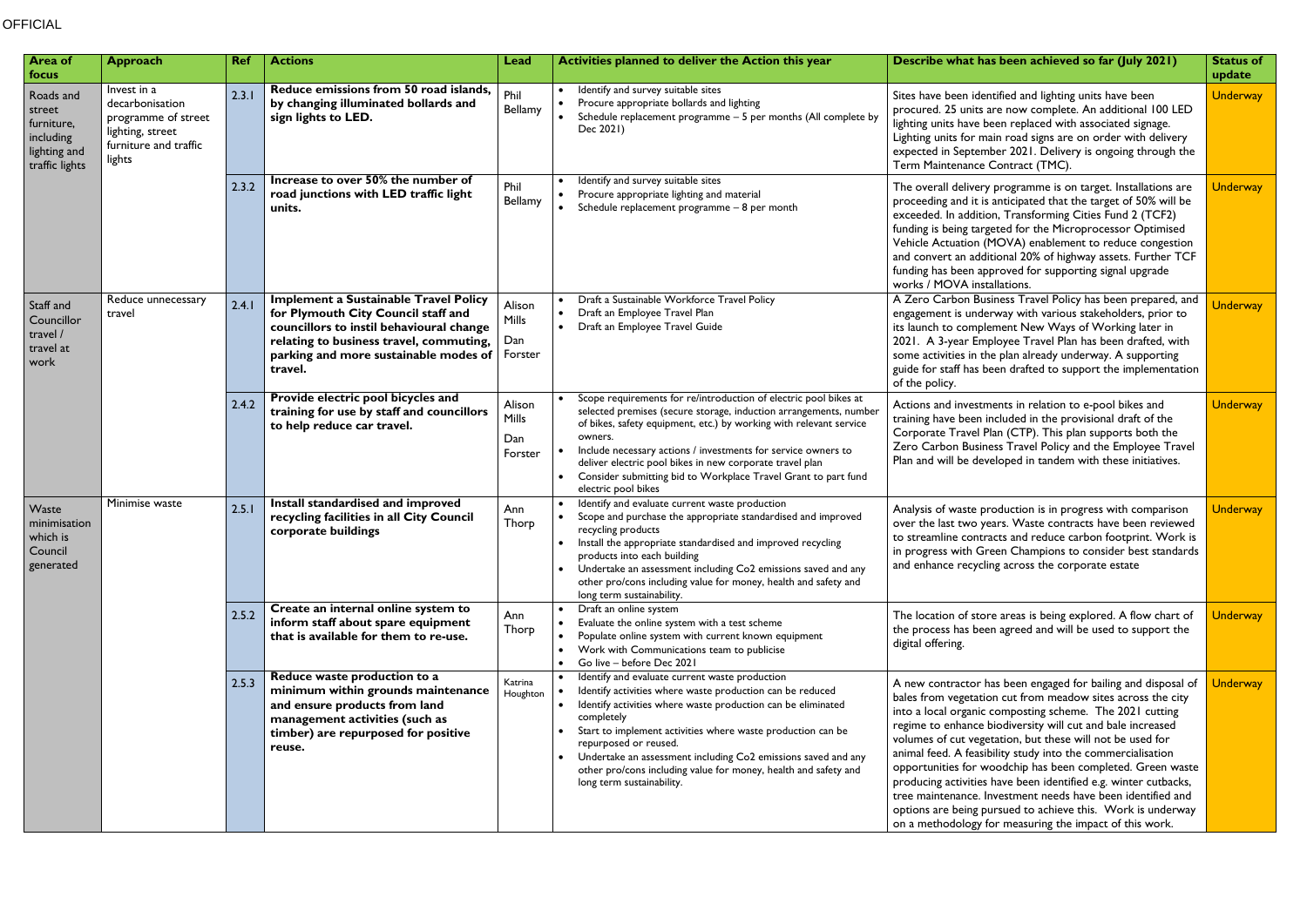OFFICIAL

| Area of focus | Approach | Ref | Actions | Lead | Activities planned to deliver the Action this year | Describe what has been achieved so far (July 2021) | Status of update |
|---|---|---|---|---|---|---|---|
| Roads and street furniture, including lighting and traffic lights | Invest in a decarbonisation programme of street lighting, street furniture and traffic lights | 2.3.1 | **Reduce emissions from 50 road islands, by changing illuminated bollards and sign lights to LED.** | Phil Bellamy | • Identify and survey suitable sites<br>• Procure appropriate bollards and lighting<br>• Schedule replacement programme – 5 per months (All complete by Dec 2021) | Sites have been identified and lighting units have been procured. 25 units are now complete. An additional 100 LED lighting units have been replaced with associated signage. Lighting units for main road signs are on order with delivery expected in September 2021. Delivery is ongoing through the Term Maintenance Contract (TMC). | Underway |
| | | 2.3.2 | **Increase to over 50% the number of road junctions with LED traffic light units.** | Phil Bellamy | • Identify and survey suitable sites<br>• Procure appropriate lighting and material<br>• Schedule replacement programme – 8 per month | The overall delivery programme is on target. Installations are proceeding and it is anticipated that the target of 50% will be exceeded. In addition, Transforming Cities Fund 2 (TCF2) funding is being targeted for the Microprocessor Optimised Vehicle Actuation (MOVA) enablement to reduce congestion and convert an additional 20% of highway assets. Further TCF funding has been approved for supporting signal upgrade works / MOVA installations. | Underway |
| Staff and Councillor travel / travel at work | Reduce unnecessary travel | 2.4.1 | **Implement a Sustainable Travel Policy for Plymouth City Council staff and councillors to instil behavioural change relating to business travel, commuting, parking and more sustainable modes of travel.** | Alison Mills<br>Dan Forster | • Draft a Sustainable Workforce Travel Policy<br>• Draft an Employee Travel Plan<br>• Draft an Employee Travel Guide | A Zero Carbon Business Travel Policy has been prepared, and engagement is underway with various stakeholders, prior to its launch to complement New Ways of Working later in 2021. A 3-year Employee Travel Plan has been drafted, with some activities in the plan already underway. A supporting guide for staff has been drafted to support the implementation of the policy. | Underway |
| | | 2.4.2 | **Provide electric pool bicycles and training for use by staff and councillors to help reduce car travel.** | Alison Mills<br>Dan Forster | • Scope requirements for re/introduction of electric pool bikes at selected premises (secure storage, induction arrangements, number of bikes, safety equipment, etc.) by working with relevant service owners.<br>• Include necessary actions / investments for service owners to deliver electric pool bikes in new corporate travel plan<br>• Consider submitting bid to Workplace Travel Grant to part fund electric pool bikes | Actions and investments in relation to e-pool bikes and training have been included in the provisional draft of the Corporate Travel Plan (CTP). This plan supports both the Zero Carbon Business Travel Policy and the Employee Travel Plan and will be developed in tandem with these initiatives. | Underway |
| Waste minimisation which is Council generated | Minimise waste | 2.5.1 | **Install standardised and improved recycling facilities in all City Council corporate buildings** | Ann Thorp | • Identify and evaluate current waste production<br>• Scope and purchase the appropriate standardised and improved recycling products<br>• Install the appropriate standardised and improved recycling products into each building<br>• Undertake an assessment including Co2 emissions saved and any other pro/cons including value for money, health and safety and long term sustainability. | Analysis of waste production is in progress with comparison over the last two years. Waste contracts have been reviewed to streamline contracts and reduce carbon footprint. Work is in progress with Green Champions to consider best standards and enhance recycling across the corporate estate | Underway |
| | | 2.5.2 | **Create an internal online system to inform staff about spare equipment that is available for them to re-use.** | Ann Thorp | • Draft an online system<br>• Evaluate the online system with a test scheme<br>• Populate online system with current known equipment<br>• Work with Communications team to publicise<br>• Go live – before Dec 2021 | The location of store areas is being explored. A flow chart of the process has been agreed and will be used to support the digital offering. | Underway |
| | | 2.5.3 | **Reduce waste production to a minimum within grounds maintenance and ensure products from land management activities (such as timber) are repurposed for positive reuse.** | Katrina Houghton | • Identify and evaluate current waste production<br>• Identify activities where waste production can be reduced<br>• Identify activities where waste production can be eliminated completely<br>• Start to implement activities where waste production can be repurposed or reused.<br>• Undertake an assessment including Co2 emissions saved and any other pro/cons including value for money, health and safety and long term sustainability. | A new contractor has been engaged for bailing and disposal of bales from vegetation cut from meadow sites across the city into a local organic composting scheme. The 2021 cutting regime to enhance biodiversity will cut and bale increased volumes of cut vegetation, but these will not be used for animal feed. A feasibility study into the commercialisation opportunities for woodchip has been completed. Green waste producing activities have been identified e.g. winter cutbacks, tree maintenance. Investment needs have been identified and options are being pursued to achieve this. Work is underway on a methodology for measuring the impact of this work. | Underway |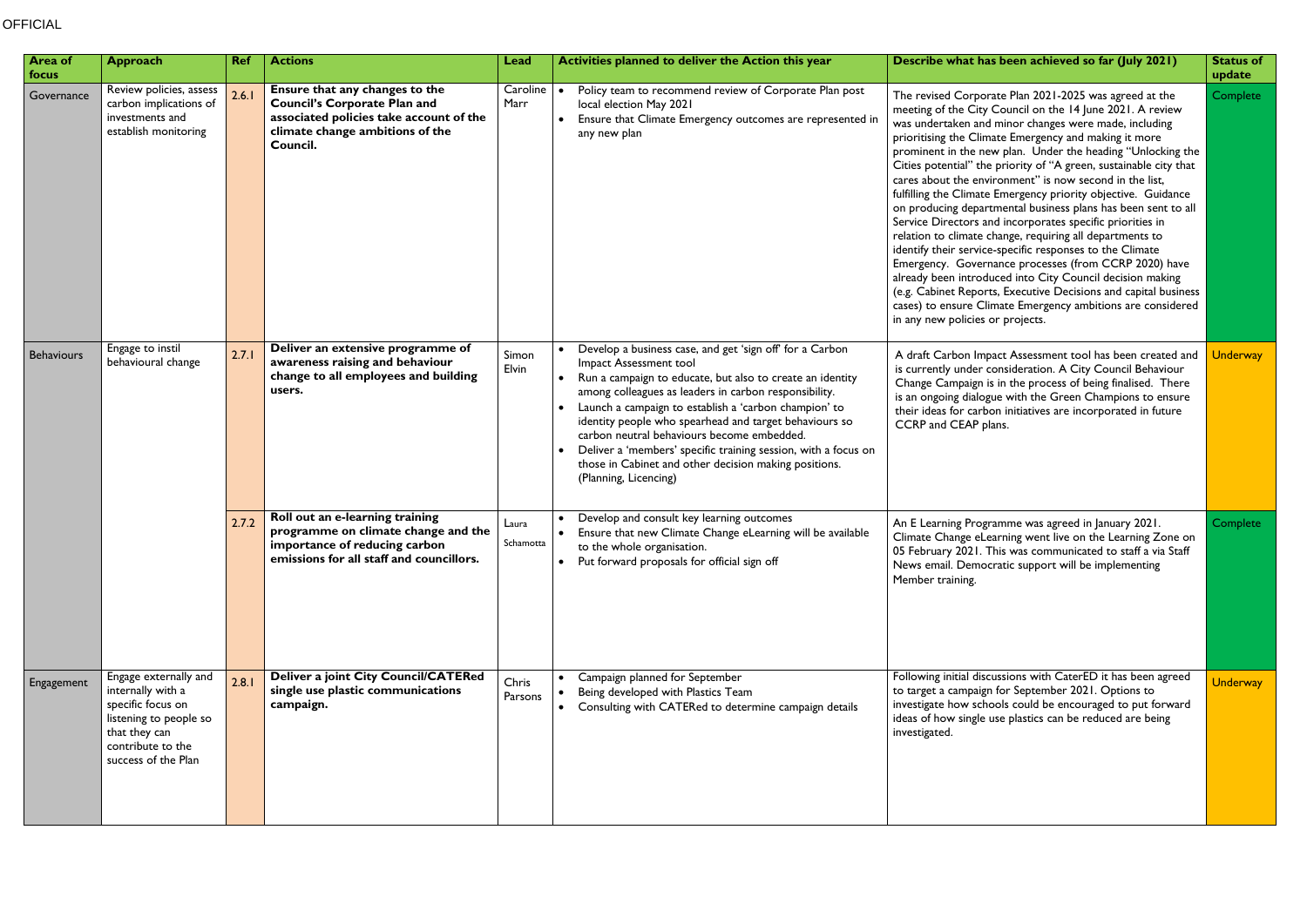OFFICIAL

| Area of focus | Approach | Ref | Actions | Lead | Activities planned to deliver the Action this year | Describe what has been achieved so far (July 2021) | Status of update |
|---|---|---|---|---|---|---|---|
| Governance | Review policies, assess carbon implications of investments and establish monitoring | 2.6.1 | **Ensure that any changes to the Council's Corporate Plan and associated policies take account of the climate change ambitions of the Council.** | Caroline Marr | • Policy team to recommend review of Corporate Plan post local election May 2021<br>• Ensure that Climate Emergency outcomes are represented in any new plan | The revised Corporate Plan 2021-2025 was agreed at the meeting of the City Council on the 14 June 2021. A review was undertaken and minor changes were made, including prioritising the Climate Emergency and making it more prominent in the new plan. Under the heading "Unlocking the Cities potential" the priority of "A green, sustainable city that cares about the environment" is now second in the list, fulfilling the Climate Emergency priority objective. Guidance on producing departmental business plans has been sent to all Service Directors and incorporates specific priorities in relation to climate change, requiring all departments to identify their service-specific responses to the Climate Emergency. Governance processes (from CCRP 2020) have already been introduced into City Council decision making (e.g. Cabinet Reports, Executive Decisions and capital business cases) to ensure Climate Emergency ambitions are considered in any new policies or projects. | Complete |
| Behaviours | Engage to instil behavioural change | 2.7.1 | **Deliver an extensive programme of awareness raising and behaviour change to all employees and building users.** | Simon Elvin | • Develop a business case, and get 'sign off' for a Carbon Impact Assessment tool<br>• Run a campaign to educate, but also to create an identity among colleagues as leaders in carbon responsibility.<br>• Launch a campaign to establish a 'carbon champion' to identity people who spearhead and target behaviours so carbon neutral behaviours become embedded.<br>• Deliver a 'members' specific training session, with a focus on those in Cabinet and other decision making positions. (Planning, Licencing) | A draft Carbon Impact Assessment tool has been created and is currently under consideration. A City Council Behaviour Change Campaign is in the process of being finalised. There is an ongoing dialogue with the Green Champions to ensure their ideas for carbon initiatives are incorporated in future CCRP and CEAP plans. | Underway |
| | | 2.7.2 | **Roll out an e-learning training programme on climate change and the importance of reducing carbon emissions for all staff and councillors.** | Laura Schamotta | • Develop and consult key learning outcomes<br>• Ensure that new Climate Change eLearning will be available to the whole organisation.<br>• Put forward proposals for official sign off | An E Learning Programme was agreed in January 2021. Climate Change eLearning went live on the Learning Zone on 05 February 2021. This was communicated to staff a via Staff News email. Democratic support will be implementing Member training. | Complete |
| Engagement | Engage externally and internally with a specific focus on listening to people so that they can contribute to the success of the Plan | 2.8.1 | **Deliver a joint City Council/CATERed single use plastic communications campaign.** | Chris Parsons | • Campaign planned for September<br>• Being developed with Plastics Team<br>• Consulting with CATERed to determine campaign details | Following initial discussions with CaterED it has been agreed to target a campaign for September 2021. Options to investigate how schools could be encouraged to put forward ideas of how single use plastics can be reduced are being investigated. | Underway |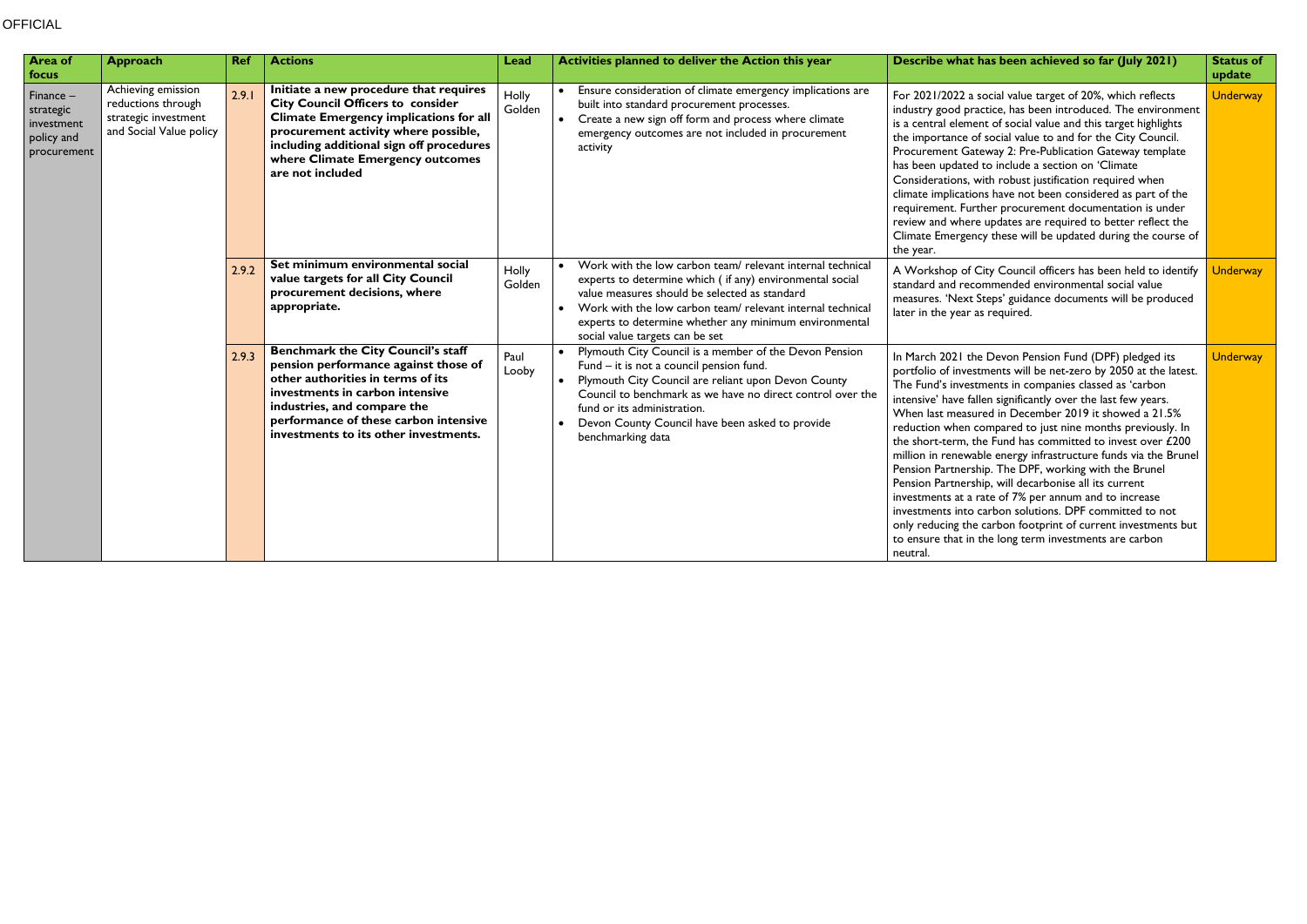OFFICIAL

| Area of focus | Approach | Ref | Actions | Lead | Activities planned to deliver the Action this year | Describe what has been achieved so far (July 2021) | Status of update |
|---|---|---|---|---|---|---|---|
| Finance – strategic investment policy and procurement | Achieving emission reductions through strategic investment and Social Value policy | 2.9.1 | **Initiate a new procedure that requires City Council Officers to consider Climate Emergency implications for all procurement activity where possible, including additional sign off procedures where Climate Emergency outcomes are not included** | Holly Golden | • Ensure consideration of climate emergency implications are built into standard procurement processes. <br> • Create a new sign off form and process where climate emergency outcomes are not included in procurement activity | For 2021/2022 a social value target of 20%, which reflects industry good practice, has been introduced. The environment is a central element of social value and this target highlights the importance of social value to and for the City Council. Procurement Gateway 2: Pre-Publication Gateway template has been updated to include a section on 'Climate Considerations, with robust justification required when climate implications have not been considered as part of the requirement. Further procurement documentation is under review and where updates are required to better reflect the Climate Emergency these will be updated during the course of the year. | Underway |
| | | 2.9.2 | **Set minimum environmental social value targets for all City Council procurement decisions, where appropriate.** | Holly Golden | • Work with the low carbon team/ relevant internal technical experts to determine which ( if any) environmental social value measures should be selected as standard <br> • Work with the low carbon team/ relevant internal technical experts to determine whether any minimum environmental social value targets can be set | A Workshop of City Council officers has been held to identify standard and recommended environmental social value measures. 'Next Steps' guidance documents will be produced later in the year as required. | Underway |
| | | 2.9.3 | **Benchmark the City Council's staff pension performance against those of other authorities in terms of its investments in carbon intensive industries, and compare the performance of these carbon intensive investments to its other investments.** | Paul Looby | • Plymouth City Council is a member of the Devon Pension Fund – it is not a council pension fund. <br> • Plymouth City Council are reliant upon Devon County Council to benchmark as we have no direct control over the fund or its administration. <br> • Devon County Council have been asked to provide benchmarking data | In March 2021 the Devon Pension Fund (DPF) pledged its portfolio of investments will be net-zero by 2050 at the latest. The Fund's investments in companies classed as 'carbon intensive' have fallen significantly over the last few years. When last measured in December 2019 it showed a 21.5% reduction when compared to just nine months previously. In the short-term, the Fund has committed to invest over £200 million in renewable energy infrastructure funds via the Brunel Pension Partnership. The DPF, working with the Brunel Pension Partnership, will decarbonise all its current investments at a rate of 7% per annum and to increase investments into carbon solutions. DPF committed to not only reducing the carbon footprint of current investments but to ensure that in the long term investments are carbon neutral. | Underway |